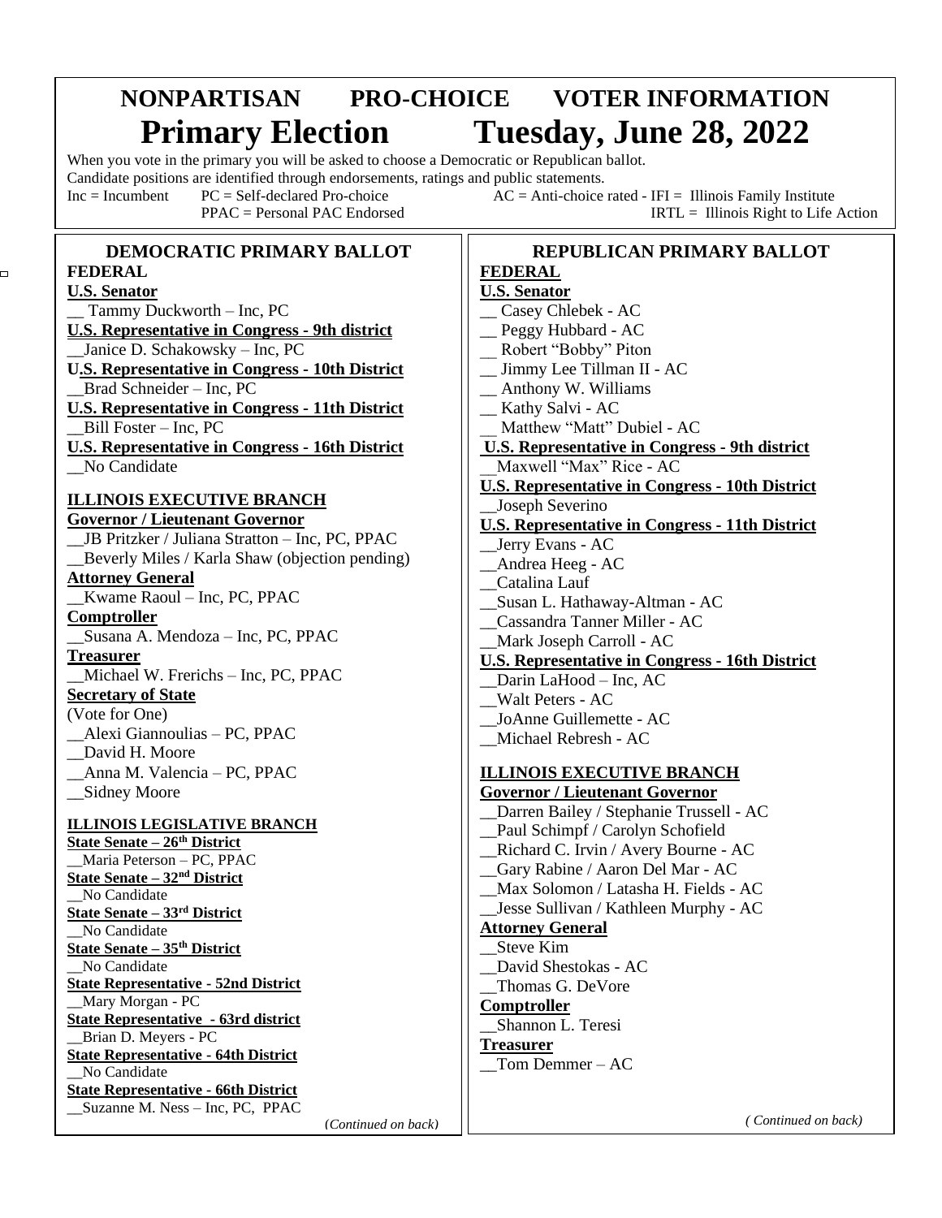# NONPARTISAN PRO-CHOICE VOTER INFORMATION

# Primary Election Tuesday, June 28, 2022

When you vote in the primary you will be asked to choose a Democratic or Republican ballot.
Candidate positions are identified through endorsements, ratings and public statements.

Inc = Incumbent PC = Self-declared Pro-choice AC = Anti-choice rated - IFI = Illinois Family Institute
PPAC = Personal PAC Endorsed IRTL = Illinois Right to Life Action

## DEMOCRATIC PRIMARY BALLOT

### FEDERAL

**U.S. Senator**
__ Tammy Duckworth – Inc, PC

**U.S. Representative in Congress - 9th district**
__Janice D. Schakowsky – Inc, PC

**U.S. Representative in Congress - 10th District**
__Brad Schneider – Inc, PC

**U.S. Representative in Congress - 11th District**
__Bill Foster – Inc, PC

**U.S. Representative in Congress - 16th District**
__No Candidate

### ILLINOIS EXECUTIVE BRANCH

**Governor / Lieutenant Governor**
__JB Pritzker / Juliana Stratton – Inc, PC, PPAC
__Beverly Miles / Karla Shaw (objection pending)

**Attorney General**
__Kwame Raoul – Inc, PC, PPAC

**Comptroller**
__Susana A. Mendoza – Inc, PC, PPAC

**Treasurer**
__Michael W. Frerichs – Inc, PC, PPAC

**Secretary of State**
(Vote for One)
__Alexi Giannoulias – PC, PPAC
__David H. Moore
__Anna M. Valencia – PC, PPAC
__Sidney Moore

### ILLINOIS LEGISLATIVE BRANCH

**State Senate – 26th District**
__Maria Peterson – PC, PPAC

**State Senate – 32nd District**
__No Candidate

**State Senate – 33rd District**
__No Candidate

**State Senate – 35th District**
__No Candidate

**State Representative - 52nd District**
__Mary Morgan - PC

**State Representative - 63rd district**
__Brian D. Meyers - PC

**State Representative - 64th District**
__No Candidate

**State Representative - 66th District**
__Suzanne M. Ness – Inc, PC, PPAC

*(Continued on back)*

## REPUBLICAN PRIMARY BALLOT

### FEDERAL

**U.S. Senator**
__ Casey Chlebek - AC
__ Peggy Hubbard - AC
__ Robert "Bobby" Piton
__ Jimmy Lee Tillman II - AC
__ Anthony W. Williams
__ Kathy Salvi - AC
__ Matthew "Matt" Dubiel - AC

**U.S. Representative in Congress - 9th district**
__Maxwell "Max" Rice - AC

**U.S. Representative in Congress - 10th District**
__Joseph Severino

**U.S. Representative in Congress - 11th District**
__Jerry Evans - AC
__Andrea Heeg - AC
__Catalina Lauf
__Susan L. Hathaway-Altman - AC
__Cassandra Tanner Miller - AC
__Mark Joseph Carroll - AC

**U.S. Representative in Congress - 16th District**
__Darin LaHood – Inc, AC
__Walt Peters - AC
__JoAnne Guillemette - AC
__Michael Rebresh - AC

### ILLINOIS EXECUTIVE BRANCH

**Governor / Lieutenant Governor**
__Darren Bailey / Stephanie Trussell - AC
__Paul Schimpf / Carolyn Schofield
__Richard C. Irvin / Avery Bourne - AC
__Gary Rabine / Aaron Del Mar - AC
__Max Solomon / Latasha H. Fields - AC
__Jesse Sullivan / Kathleen Murphy - AC

**Attorney General**
__Steve Kim
__David Shestokas - AC
__Thomas G. DeVore

**Comptroller**
__Shannon L. Teresi

**Treasurer**
__Tom Demmer – AC

*(Continued on back)*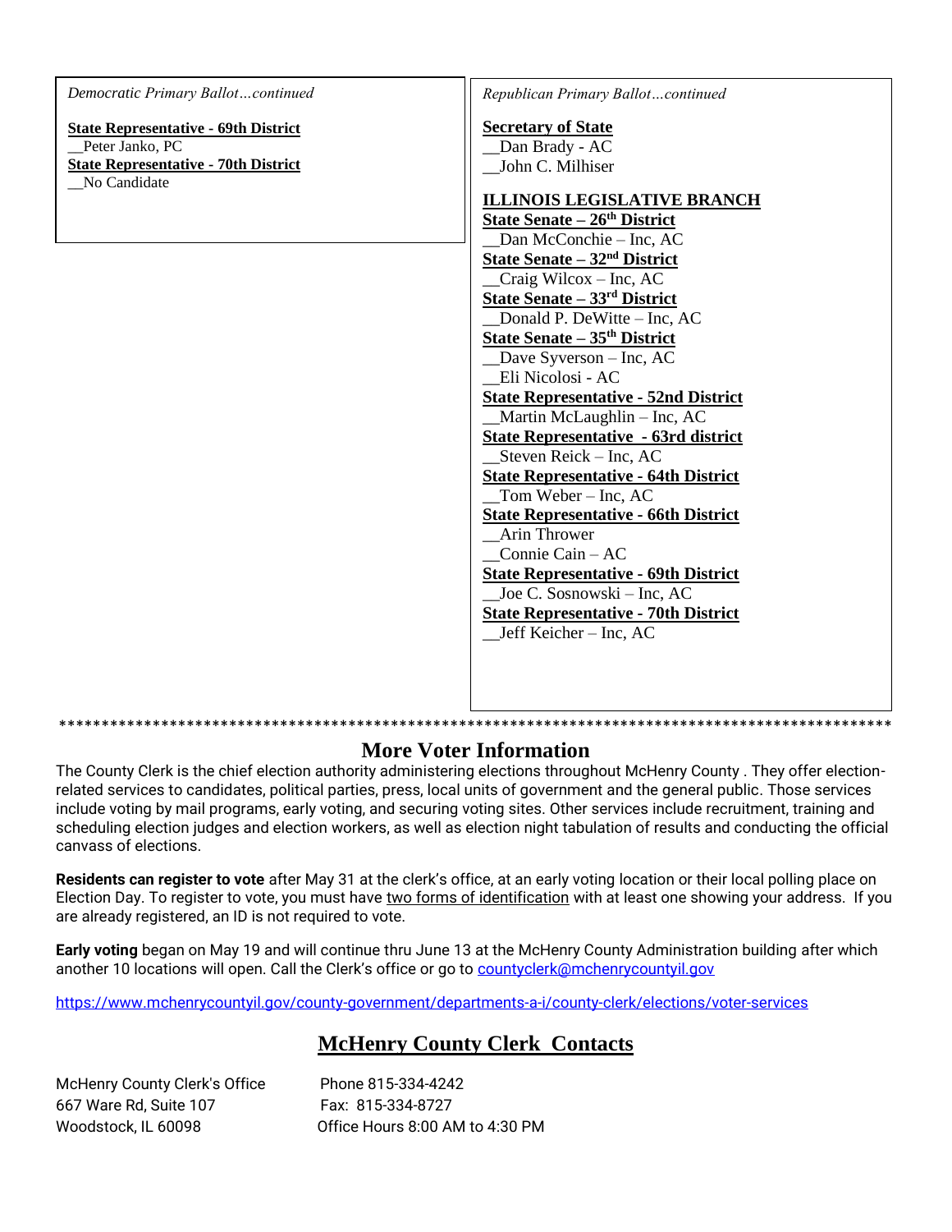*Democratic Primary Ballot…continued*

**State Representative - 69th District**
__Peter Janko, PC
**State Representative - 70th District**
__No Candidate

*Republican Primary Ballot…continued*

**Secretary of State**
__Dan Brady - AC
__John C. Milhiser

**ILLINOIS LEGISLATIVE BRANCH**
**State Senate – 26th District**
__Dan McConchie – Inc, AC
**State Senate – 32nd District**
__Craig Wilcox – Inc, AC
**State Senate – 33rd District**
__Donald P. DeWitte – Inc, AC
**State Senate – 35th District**
__Dave Syverson – Inc, AC
__Eli Nicolosi - AC
**State Representative - 52nd District**
__Martin McLaughlin – Inc, AC
**State Representative - 63rd district**
__Steven Reick – Inc, AC
**State Representative - 64th District**
__Tom Weber – Inc, AC
**State Representative - 66th District**
__Arin Thrower
__Connie Cain – AC
**State Representative - 69th District**
__Joe C. Sosnowski – Inc, AC
**State Representative - 70th District**
__Jeff Keicher – Inc, AC

****************************************************************************************************

## More Voter Information

The County Clerk is the chief election authority administering elections throughout McHenry County . They offer election-related services to candidates, political parties, press, local units of government and the general public. Those services include voting by mail programs, early voting, and securing voting sites. Other services include recruitment, training and scheduling election judges and election workers, as well as election night tabulation of results and conducting the official canvass of elections.

**Residents can register to vote** after May 31 at the clerk's office, at an early voting location or their local polling place on Election Day. To register to vote, you must have two forms of identification with at least one showing your address. If you are already registered, an ID is not required to vote.

**Early voting** began on May 19 and will continue thru June 13 at the McHenry County Administration building after which another 10 locations will open. Call the Clerk's office or go to countyclerk@mchenrycountyil.gov

https://www.mchenrycountyil.gov/county-government/departments-a-i/county-clerk/elections/voter-services

## McHenry County Clerk Contacts

McHenry County Clerk's Office
667 Ware Rd, Suite 107
Woodstock, IL 60098

Phone 815-334-4242
Fax: 815-334-8727
Office Hours 8:00 AM to 4:30 PM